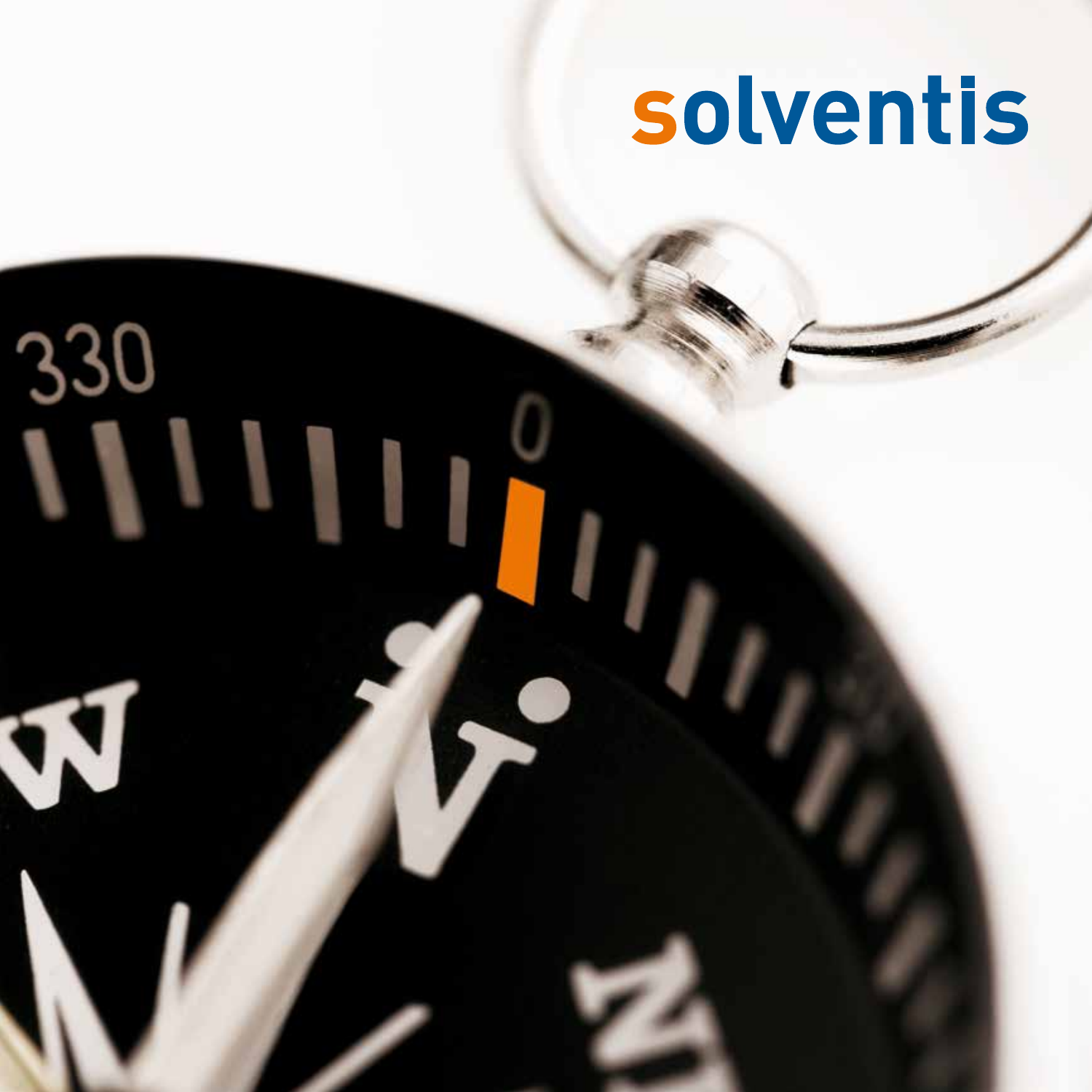# solventis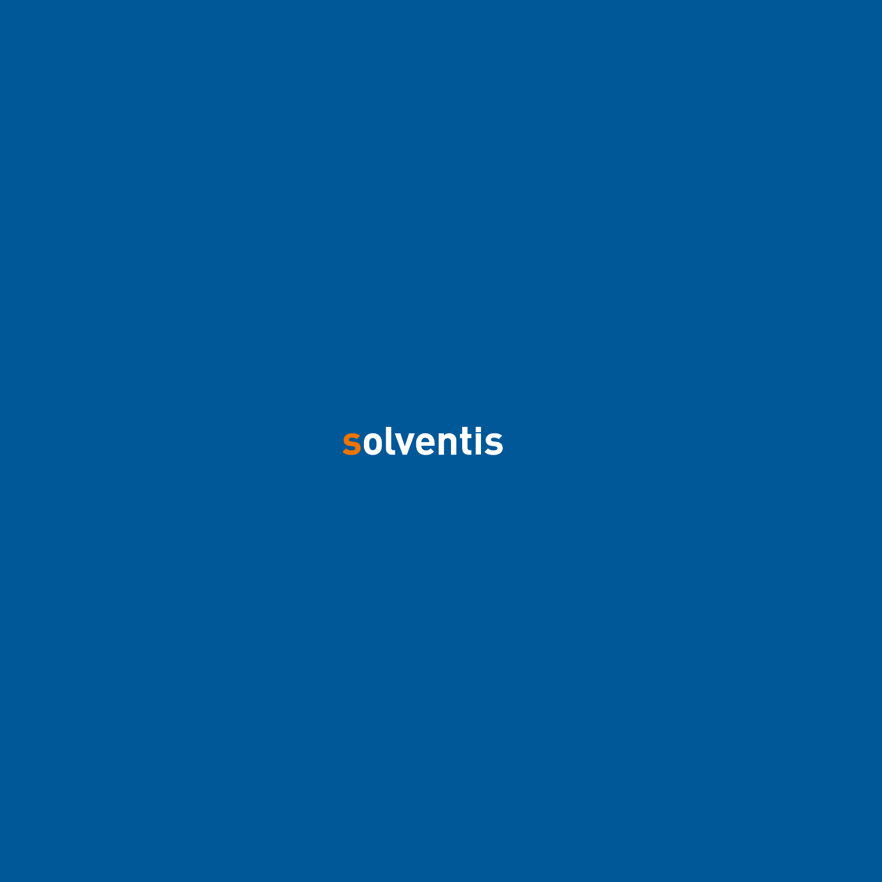solventis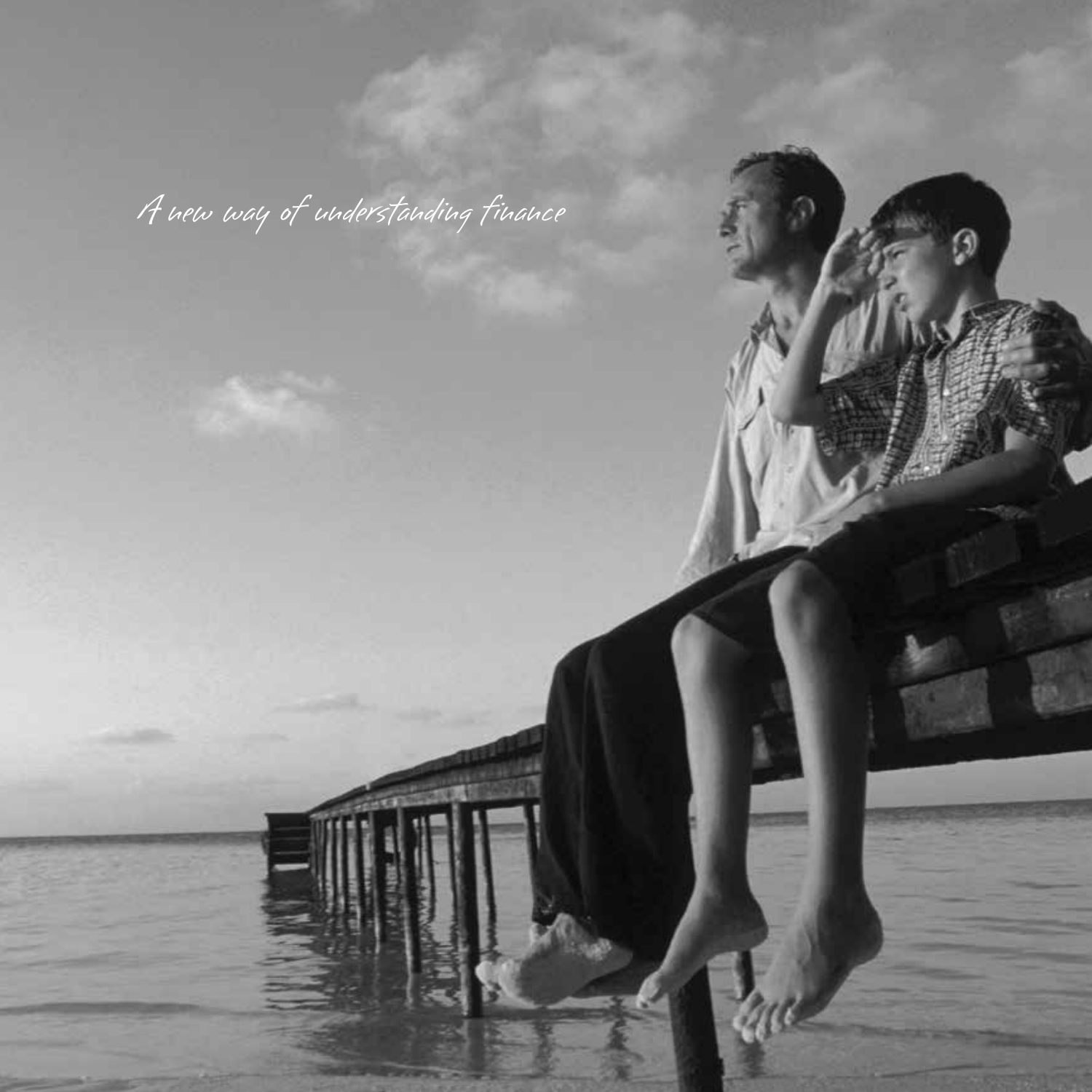*A new way of understanding finance*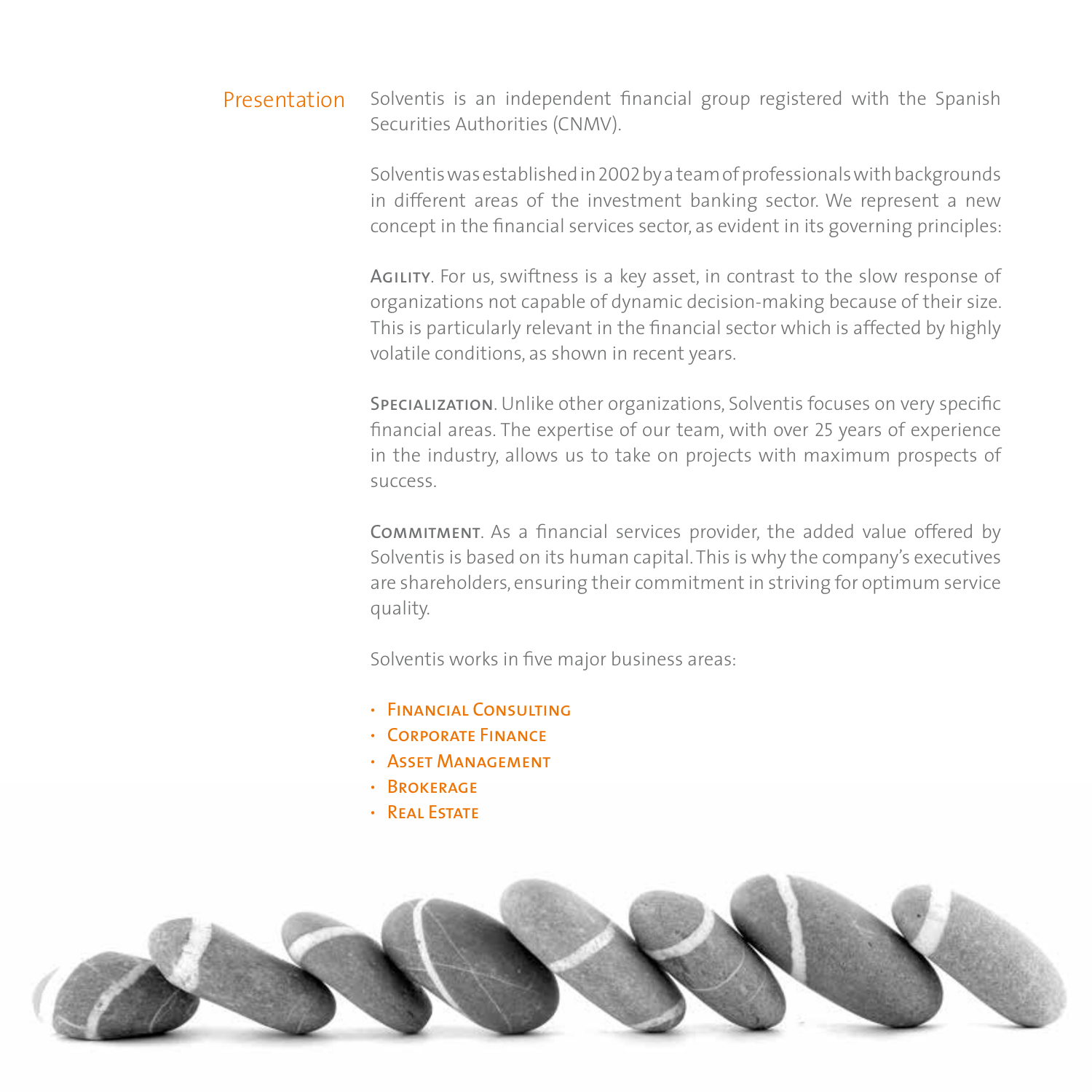## Presentation

Solventis is an independent financial group registered with the Spanish Securities Authorities (CNMV).

Solventis was established in 2002 by a team of professionals with backgrounds in different areas of the investment banking sector. We represent a new concept in the financial services sector, as evident in its governing principles:

**Agility**. For us, swiftness is a key asset, in contrast to the slow response of organizations not capable of dynamic decision-making because of their size. This is particularly relevant in the financial sector which is affected by highly volatile conditions, as shown in recent years.

**Specialization**. Unlike other organizations, Solventis focuses on very specific financial areas. The expertise of our team, with over 25 years of experience in the industry, allows us to take on projects with maximum prospects of success.

**Commitment**. As a financial services provider, the added value offered by Solventis is based on its human capital. This is why the company's executives are shareholders, ensuring their commitment in striving for optimum service quality.

Solventis works in five major business areas:

- **Financial Consulting**
- **Corporate Finance**
- **Asset Management**
- **Brokerage**
- **Real Estate**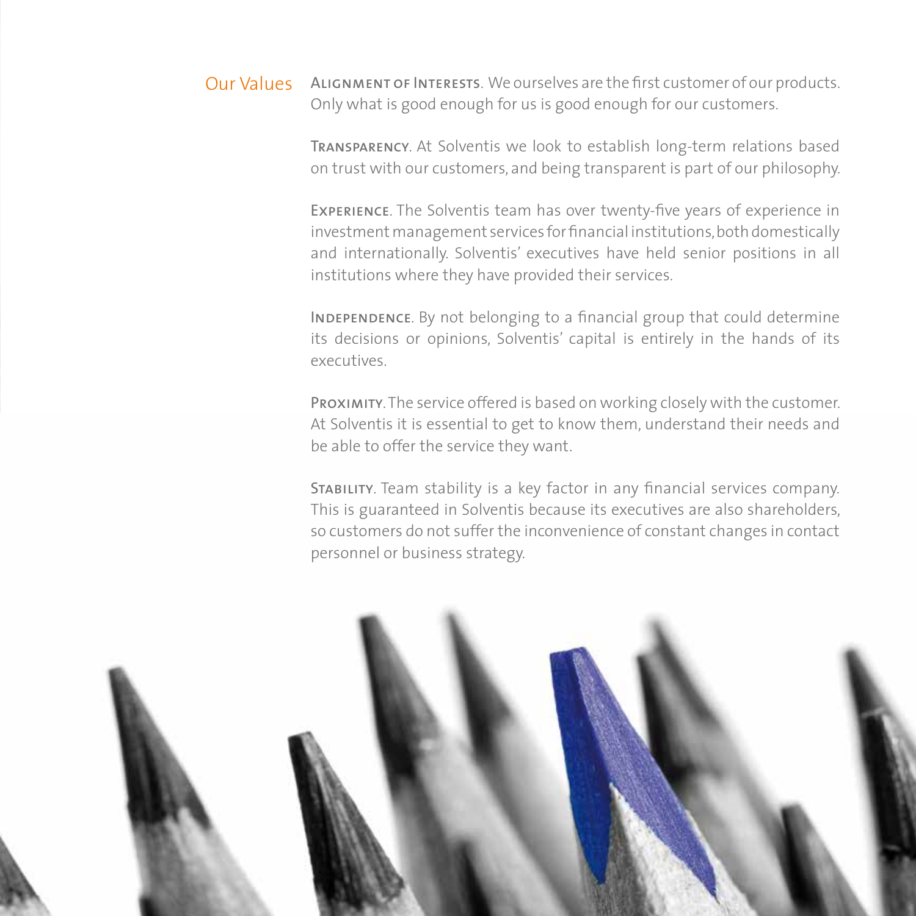## Our Values

**Alignment of Interests**. We ourselves are the first customer of our products. Only what is good enough for us is good enough for our customers.

**Transparency**. At Solventis we look to establish long-term relations based on trust with our customers, and being transparent is part of our philosophy.

**Experience**. The Solventis team has over twenty-five years of experience in investment management services for financial institutions, both domestically and internationally. Solventis' executives have held senior positions in all institutions where they have provided their services.

**Independence**. By not belonging to a financial group that could determine its decisions or opinions, Solventis' capital is entirely in the hands of its executives.

**Proximity**. The service offered is based on working closely with the customer. At Solventis it is essential to get to know them, understand their needs and be able to offer the service they want.

**Stability**. Team stability is a key factor in any financial services company. This is guaranteed in Solventis because its executives are also shareholders, so customers do not suffer the inconvenience of constant changes in contact personnel or business strategy.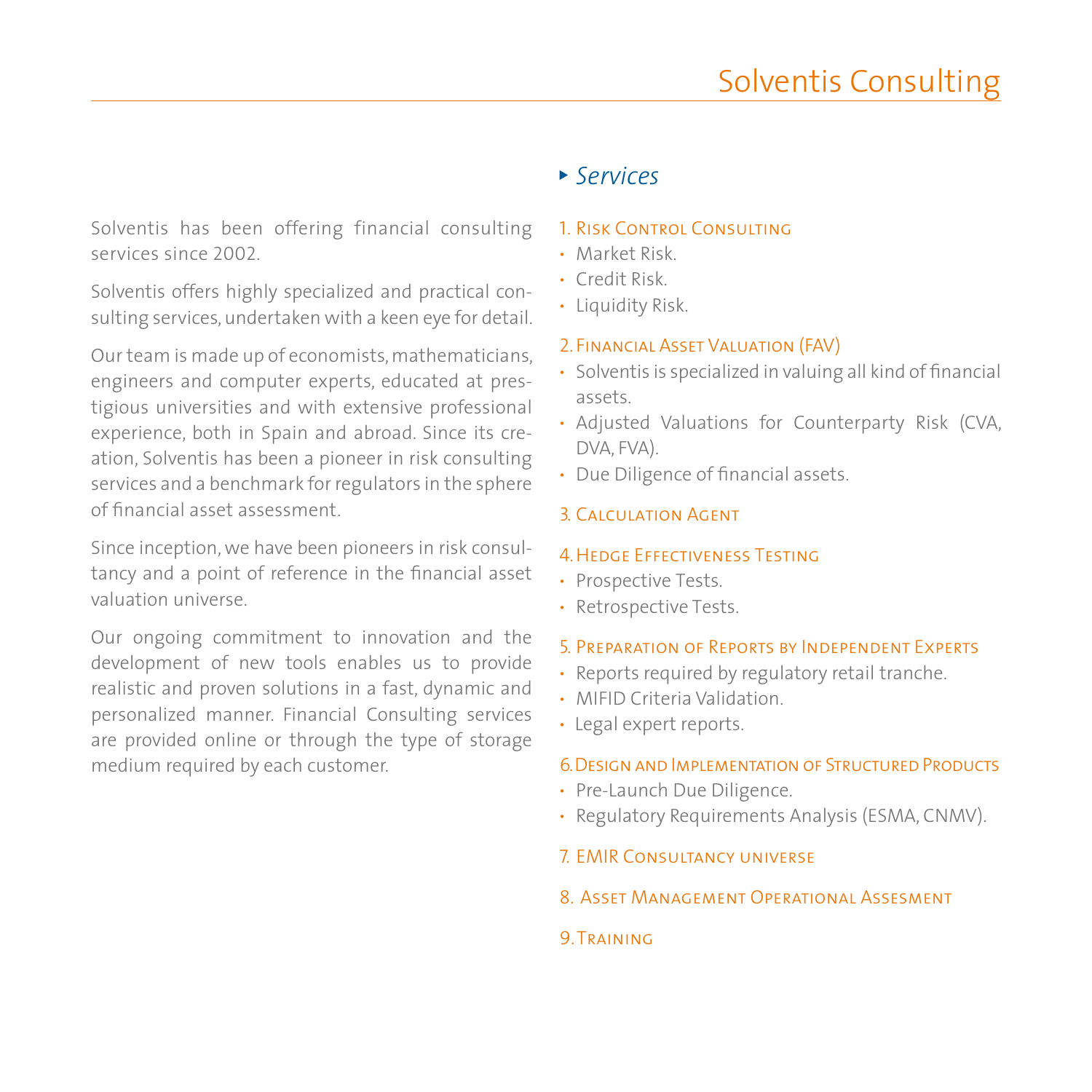# Solventis Consulting

Solventis has been offering financial consulting services since 2002.

Solventis offers highly specialized and practical consulting services, undertaken with a keen eye for detail.

Our team is made up of economists, mathematicians, engineers and computer experts, educated at prestigious universities and with extensive professional experience, both in Spain and abroad. Since its creation, Solventis has been a pioneer in risk consulting services and a benchmark for regulators in the sphere of financial asset assessment.

Since inception, we have been pioneers in risk consultancy and a point of reference in the financial asset valuation universe.

Our ongoing commitment to innovation and the development of new tools enables us to provide realistic and proven solutions in a fast, dynamic and personalized manner. Financial Consulting services are provided online or through the type of storage medium required by each customer.

## Services

### 1. Risk Control Consulting

- Market Risk.
- Credit Risk.
- Liquidity Risk.

### 2. Financial Asset Valuation (FAV)

- Solventis is specialized in valuing all kind of financial assets.
- Adjusted Valuations for Counterparty Risk (CVA, DVA, FVA).
- Due Diligence of financial assets.

### 3. Calculation Agent

### 4. Hedge Effectiveness Testing

- Prospective Tests.
- Retrospective Tests.

### 5. Preparation of Reports by Independent Experts

- Reports required by regulatory retail tranche.
- MIFID Criteria Validation.
- Legal expert reports.

### 6. Design and Implementation of Structured Products

- Pre-Launch Due Diligence.
- Regulatory Requirements Analysis (ESMA, CNMV).

### 7. EMIR Consultancy universe

### 8. Asset Management Operational Assesment

### 9. Training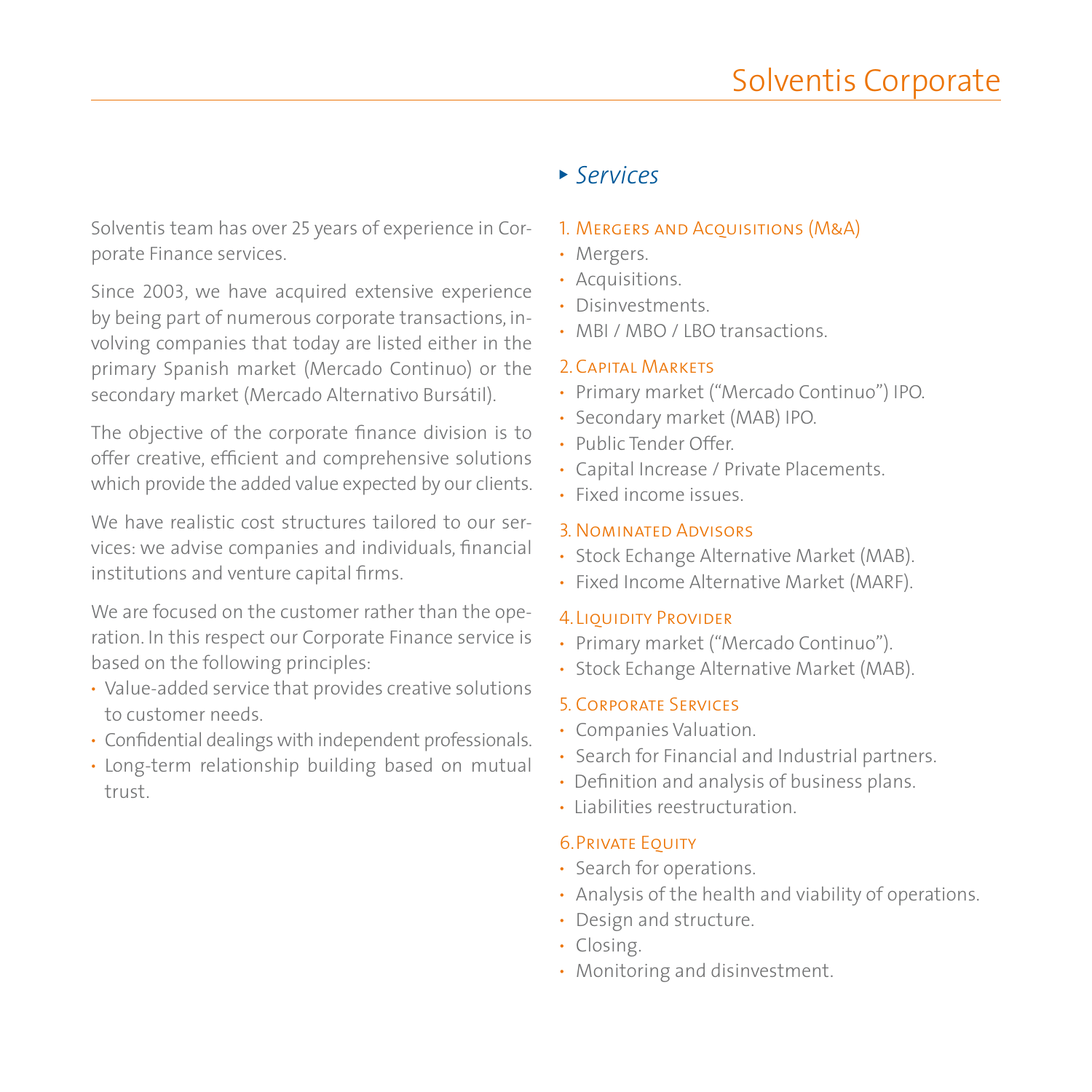# Solventis Corporate

Solventis team has over 25 years of experience in Corporate Finance services.

Since 2003, we have acquired extensive experience by being part of numerous corporate transactions, involving companies that today are listed either in the primary Spanish market (Mercado Continuo) or the secondary market (Mercado Alternativo Bursátil).

The objective of the corporate finance division is to offer creative, efficient and comprehensive solutions which provide the added value expected by our clients.

We have realistic cost structures tailored to our services: we advise companies and individuals, financial institutions and venture capital firms.

We are focused on the customer rather than the operation. In this respect our Corporate Finance service is based on the following principles:

- Value-added service that provides creative solutions to customer needs.
- Confidential dealings with independent professionals.
- Long-term relationship building based on mutual trust.

## *Services*

### 1. Mergers and Acquisitions (M&A)

- Mergers.
- Acquisitions.
- Disinvestments.
- MBI / MBO / LBO transactions.

### 2. Capital Markets

- Primary market (“Mercado Continuo”) IPO.
- Secondary market (MAB) IPO.
- Public Tender Offer.
- Capital Increase / Private Placements.
- Fixed income issues.

### 3. Nominated Advisors

- Stock Echange Alternative Market (MAB).
- Fixed Income Alternative Market (MARF).

### 4. Liquidity Provider

- Primary market (“Mercado Continuo”).
- Stock Echange Alternative Market (MAB).

### 5. Corporate Services

- Companies Valuation.
- Search for Financial and Industrial partners.
- Definition and analysis of business plans.
- Liabilities reestructuration.

### 6. Private Equity

- Search for operations.
- Analysis of the health and viability of operations.
- Design and structure.
- Closing.
- Monitoring and disinvestment.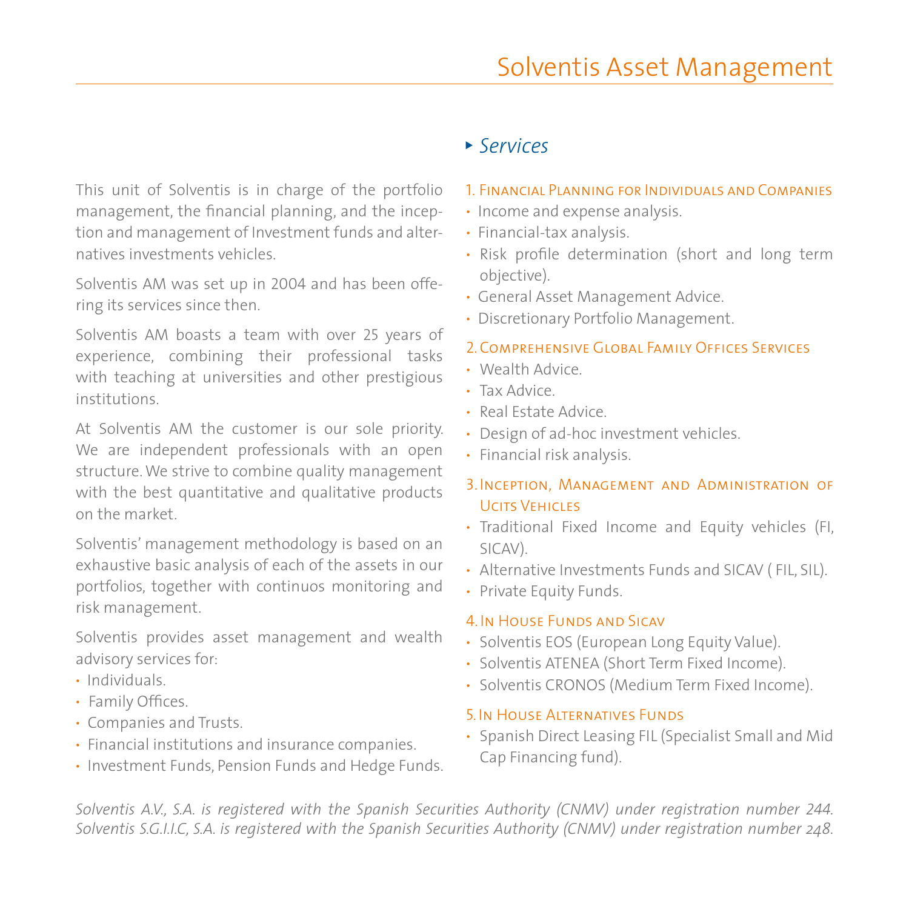# Solventis Asset Management

This unit of Solventis is in charge of the portfolio management, the financial planning, and the inception and management of Investment funds and alternatives investments vehicles.

Solventis AM was set up in 2004 and has been offering its services since then.

Solventis AM boasts a team with over 25 years of experience, combining their professional tasks with teaching at universities and other prestigious institutions.

At Solventis AM the customer is our sole priority. We are independent professionals with an open structure. We strive to combine quality management with the best quantitative and qualitative products on the market.

Solventis' management methodology is based on an exhaustive basic analysis of each of the assets in our portfolios, together with continuos monitoring and risk management.

Solventis provides asset management and wealth advisory services for:

- Individuals.
- Family Offices.
- Companies and Trusts.
- Financial institutions and insurance companies.
- Investment Funds, Pension Funds and Hedge Funds.

## *Services*

### 1. Financial Planning for Individuals and Companies

- Income and expense analysis.
- Financial-tax analysis.
- Risk profile determination (short and long term objective).
- General Asset Management Advice.
- Discretionary Portfolio Management.

### 2. Comprehensive Global Family Offices Services

- Wealth Advice.
- Tax Advice.
- Real Estate Advice.
- Design of ad-hoc investment vehicles.
- Financial risk analysis.

### 3. Inception, Management and Administration of Ucits Vehicles

- Traditional Fixed Income and Equity vehicles (FI, SICAV).
- Alternative Investments Funds and SICAV ( FIL, SIL).
- Private Equity Funds.

### 4. In House Funds and Sicav

- Solventis EOS (European Long Equity Value).
- Solventis ATENEA (Short Term Fixed Income).
- Solventis CRONOS (Medium Term Fixed Income).

### 5. In House Alternatives Funds

- Spanish Direct Leasing FIL (Specialist Small and Mid Cap Financing fund).

*Solventis A.V., S.A. is registered with the Spanish Securities Authority (CNMV) under registration number 244.*
*Solventis S.G.I.I.C, S.A. is registered with the Spanish Securities Authority (CNMV) under registration number 248.*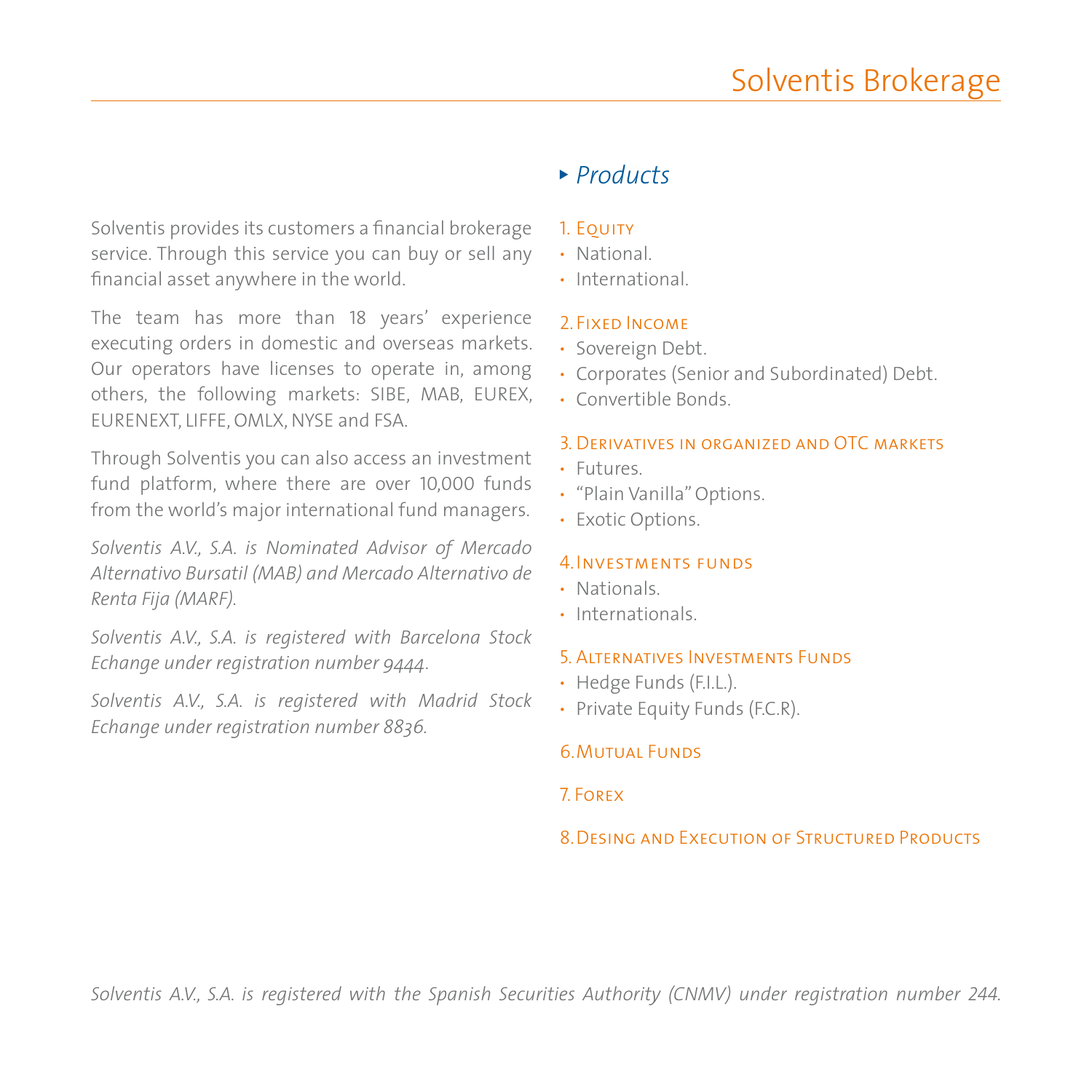# Solventis Brokerage

Solventis provides its customers a financial brokerage service. Through this service you can buy or sell any financial asset anywhere in the world.

The team has more than 18 years' experience executing orders in domestic and overseas markets. Our operators have licenses to operate in, among others, the following markets: SIBE, MAB, EUREX, EURENEXT, LIFFE, OMLX, NYSE and FSA.

Through Solventis you can also access an investment fund platform, where there are over 10,000 funds from the world's major international fund managers.

*Solventis A.V., S.A. is Nominated Advisor of Mercado Alternativo Bursatil (MAB) and Mercado Alternativo de Renta Fija (MARF).*

*Solventis A.V., S.A. is registered with Barcelona Stock Echange under registration number 9444.*

*Solventis A.V., S.A. is registered with Madrid Stock Echange under registration number 8836.*

## Products

1. Equity
   - National.
   - International.
2. Fixed Income
   - Sovereign Debt.
   - Corporates (Senior and Subordinated) Debt.
   - Convertible Bonds.
3. Derivatives in organized and OTC markets
   - Futures.
   - "Plain Vanilla" Options.
   - Exotic Options.
4. Investments funds
   - Nationals.
   - Internationals.
5. Alternatives Investments Funds
   - Hedge Funds (F.I.L.).
   - Private Equity Funds (F.C.R).
6. Mutual Funds
7. Forex
8. Desing and Execution of Structured Products

*Solventis A.V., S.A. is registered with the Spanish Securities Authority (CNMV) under registration number 244.*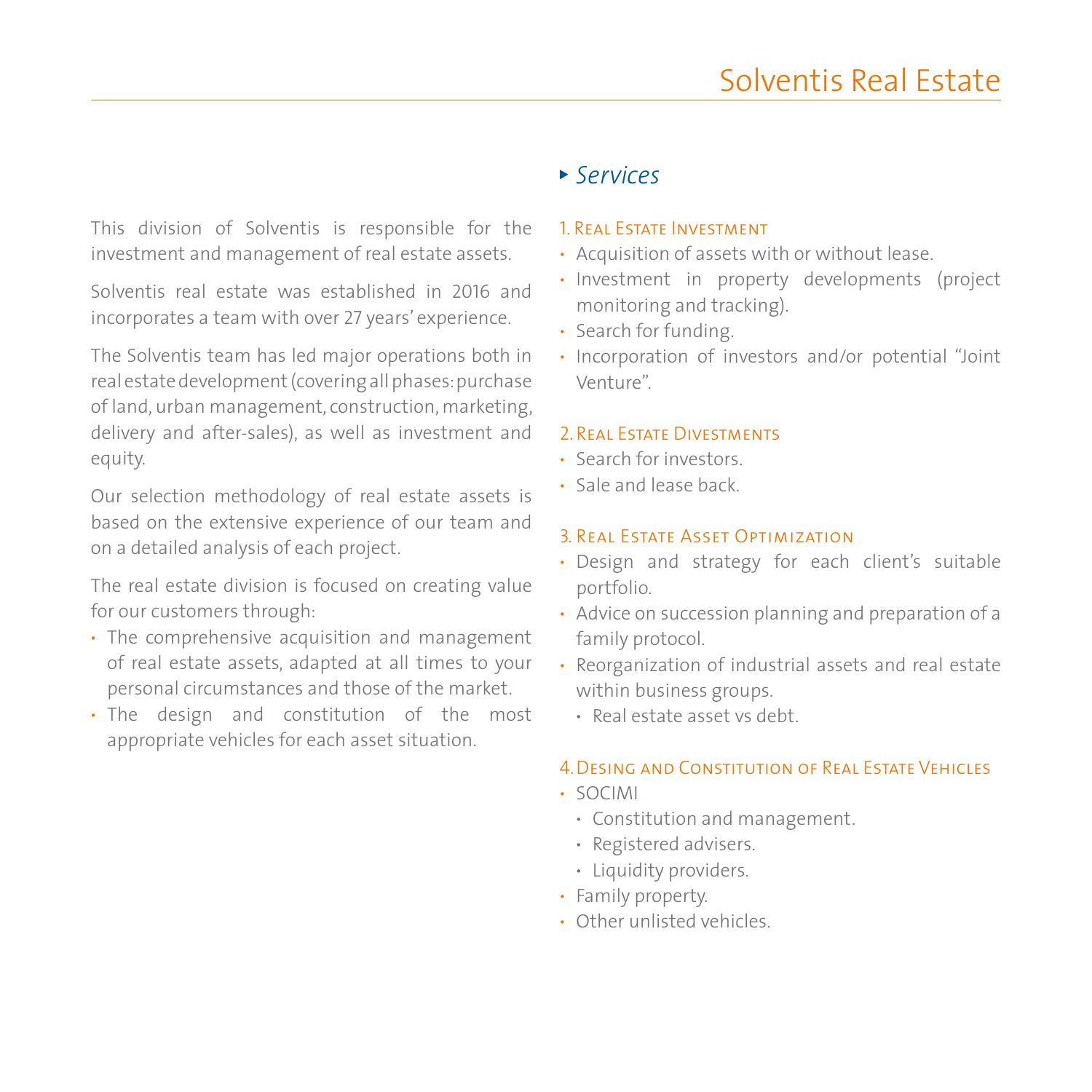# Solventis Real Estate

This division of Solventis is responsible for the investment and management of real estate assets.

Solventis real estate was established in 2016 and incorporates a team with over 27 years' experience.

The Solventis team has led major operations both in real estate development (covering all phases: purchase of land, urban management, construction, marketing, delivery and after-sales), as well as investment and equity.

Our selection methodology of real estate assets is based on the extensive experience of our team and on a detailed analysis of each project.

The real estate division is focused on creating value for our customers through:

- The comprehensive acquisition and management of real estate assets, adapted at all times to your personal circumstances and those of the market.
- The design and constitution of the most appropriate vehicles for each asset situation.

## *Services*

### 1. Real Estate Investment

- Acquisition of assets with or without lease.
- Investment in property developments (project monitoring and tracking).
- Search for funding.
- Incorporation of investors and/or potential "Joint Venture".

### 2. Real Estate Divestments

- Search for investors.
- Sale and lease back.

### 3. Real Estate Asset Optimization

- Design and strategy for each client's suitable portfolio.
- Advice on succession planning and preparation of a family protocol.
- Reorganization of industrial assets and real estate within business groups.
  - Real estate asset vs debt.

### 4. Desing and Constitution of Real Estate Vehicles

- SOCIMI
  - Constitution and management.
  - Registered advisers.
  - Liquidity providers.
- Family property.
- Other unlisted vehicles.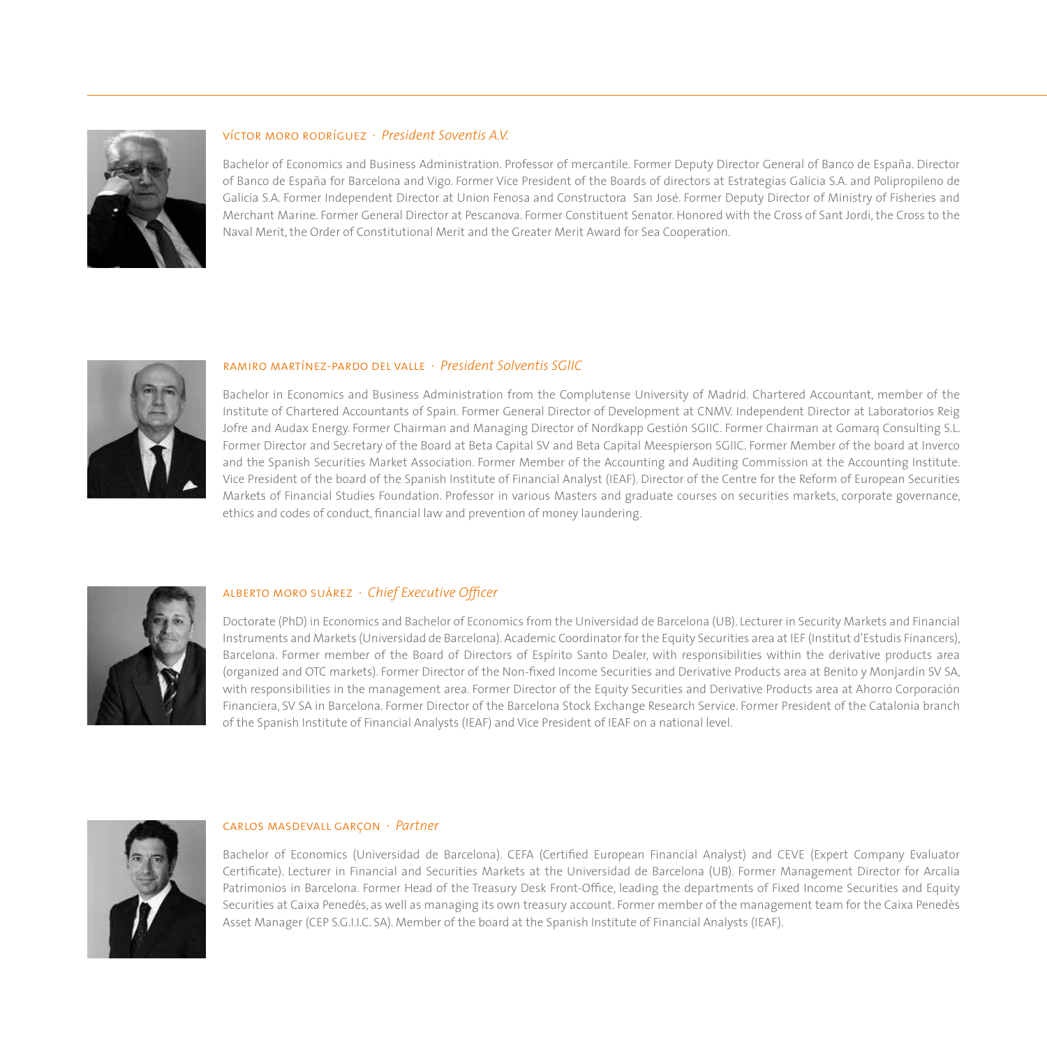### VÍCTOR MORO RODRÍGUEZ · *President Soventis A.V.*

Bachelor of Economics and Business Administration. Professor of mercantile. Former Deputy Director General of Banco de España. Director of Banco de España for Barcelona and Vigo. Former Vice President of the Boards of directors at Estrategias Galicia S.A. and Polipropileno de Galicia S.A. Former Independent Director at Union Fenosa and Constructora San José. Former Deputy Director of Ministry of Fisheries and Merchant Marine. Former General Director at Pescanova. Former Constituent Senator. Honored with the Cross of Sant Jordi, the Cross to the Naval Merit, the Order of Constitutional Merit and the Greater Merit Award for Sea Cooperation.

### RAMIRO MARTÍNEZ-PARDO DEL VALLE · *President Solventis SGIIC*

Bachelor in Economics and Business Administration from the Complutense University of Madrid. Chartered Accountant, member of the Institute of Chartered Accountants of Spain. Former General Director of Development at CNMV. Independent Director at Laboratorios Reig Jofre and Audax Energy. Former Chairman and Managing Director of Nordkapp Gestión SGIIC. Former Chairman at Gomarq Consulting S.L. Former Director and Secretary of the Board at Beta Capital SV and Beta Capital Meespierson SGIIC. Former Member of the board at Inverco and the Spanish Securities Market Association. Former Member of the Accounting and Auditing Commission at the Accounting Institute. Vice President of the board of the Spanish Institute of Financial Analyst (IEAF). Director of the Centre for the Reform of European Securities Markets of Financial Studies Foundation. Professor in various Masters and graduate courses on securities markets, corporate governance, ethics and codes of conduct, financial law and prevention of money laundering.

### ALBERTO MORO SUÁREZ · *Chief Executive Officer*

Doctorate (PhD) in Economics and Bachelor of Economics from the Universidad de Barcelona (UB). Lecturer in Security Markets and Financial Instruments and Markets (Universidad de Barcelona). Academic Coordinator for the Equity Securities area at IEF (Institut d'Estudis Financers), Barcelona. Former member of the Board of Directors of Espírito Santo Dealer, with responsibilities within the derivative products area (organized and OTC markets). Former Director of the Non-fixed Income Securities and Derivative Products area at Benito y Monjardín SV SA, with responsibilities in the management area. Former Director of the Equity Securities and Derivative Products area at Ahorro Corporación Financiera, SV SA in Barcelona. Former Director of the Barcelona Stock Exchange Research Service. Former President of the Catalonia branch of the Spanish Institute of Financial Analysts (IEAF) and Vice President of IEAF on a national level.

### CARLOS MASDEVALL GARÇON · *Partner*

Bachelor of Economics (Universidad de Barcelona). CEFA (Certified European Financial Analyst) and CEVE (Expert Company Evaluator Certificate). Lecturer in Financial and Securities Markets at the Universidad de Barcelona (UB). Former Management Director for Arcalia Patrimonios in Barcelona. Former Head of the Treasury Desk Front-Office, leading the departments of Fixed Income Securities and Equity Securities at Caixa Penedès, as well as managing its own treasury account. Former member of the management team for the Caixa Penedès Asset Manager (CEP S.G.I.I.C. SA). Member of the board at the Spanish Institute of Financial Analysts (IEAF).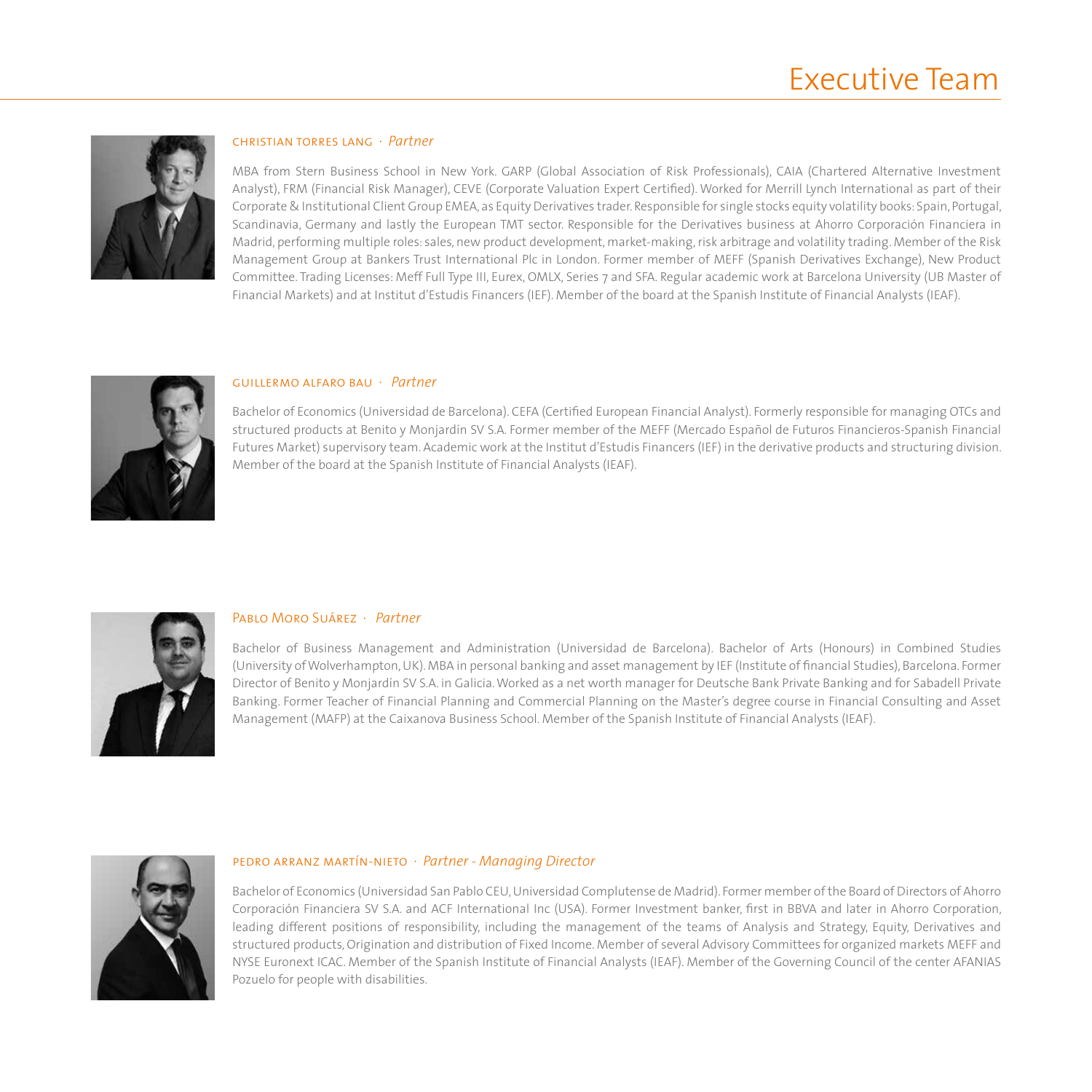# Executive Team

### CHRISTIAN TORRES LANG · *Partner*

MBA from Stern Business School in New York. GARP (Global Association of Risk Professionals), CAIA (Chartered Alternative Investment Analyst), FRM (Financial Risk Manager), CEVE (Corporate Valuation Expert Certified). Worked for Merrill Lynch International as part of their Corporate & Institutional Client Group EMEA, as Equity Derivatives trader. Responsible for single stocks equity volatility books: Spain, Portugal, Scandinavia, Germany and lastly the European TMT sector. Responsible for the Derivatives business at Ahorro Corporación Financiera in Madrid, performing multiple roles: sales, new product development, market-making, risk arbitrage and volatility trading. Member of the Risk Management Group at Bankers Trust International Plc in London. Former member of MEFF (Spanish Derivatives Exchange), New Product Committee. Trading Licenses: Meff Full Type III, Eurex, OMLX, Series 7 and SFA. Regular academic work at Barcelona University (UB Master of Financial Markets) and at Institut d'Estudis Financers (IEF). Member of the board at the Spanish Institute of Financial Analysts (IEAF).

### GUILLERMO ALFARO BAU · *Partner*

Bachelor of Economics (Universidad de Barcelona). CEFA (Certified European Financial Analyst). Formerly responsible for managing OTCs and structured products at Benito y Monjardín SV S.A. Former member of the MEFF (Mercado Español de Futuros Financieros-Spanish Financial Futures Market) supervisory team. Academic work at the Institut d'Estudis Financers (IEF) in the derivative products and structuring division. Member of the board at the Spanish Institute of Financial Analysts (IEAF).

### PABLO MORO SUÁREZ · *Partner*

Bachelor of Business Management and Administration (Universidad de Barcelona). Bachelor of Arts (Honours) in Combined Studies (University of Wolverhampton, UK). MBA in personal banking and asset management by IEF (Institute of financial Studies), Barcelona. Former Director of Benito y Monjardín SV S.A. in Galicia. Worked as a net worth manager for Deutsche Bank Private Banking and for Sabadell Private Banking. Former Teacher of Financial Planning and Commercial Planning on the Master's degree course in Financial Consulting and Asset Management (MAFP) at the Caixanova Business School. Member of the Spanish Institute of Financial Analysts (IEAF).

### PEDRO ARRANZ MARTÍN-NIETO · *Partner - Managing Director*

Bachelor of Economics (Universidad San Pablo CEU, Universidad Complutense de Madrid). Former member of the Board of Directors of Ahorro Corporación Financiera SV S.A. and ACF International Inc (USA). Former Investment banker, first in BBVA and later in Ahorro Corporation, leading different positions of responsibility, including the management of the teams of Analysis and Strategy, Equity, Derivatives and structured products, Origination and distribution of Fixed Income. Member of several Advisory Committees for organized markets MEFF and NYSE Euronext ICAC. Member of the Spanish Institute of Financial Analysts (IEAF). Member of the Governing Council of the center AFANIAS Pozuelo for people with disabilities.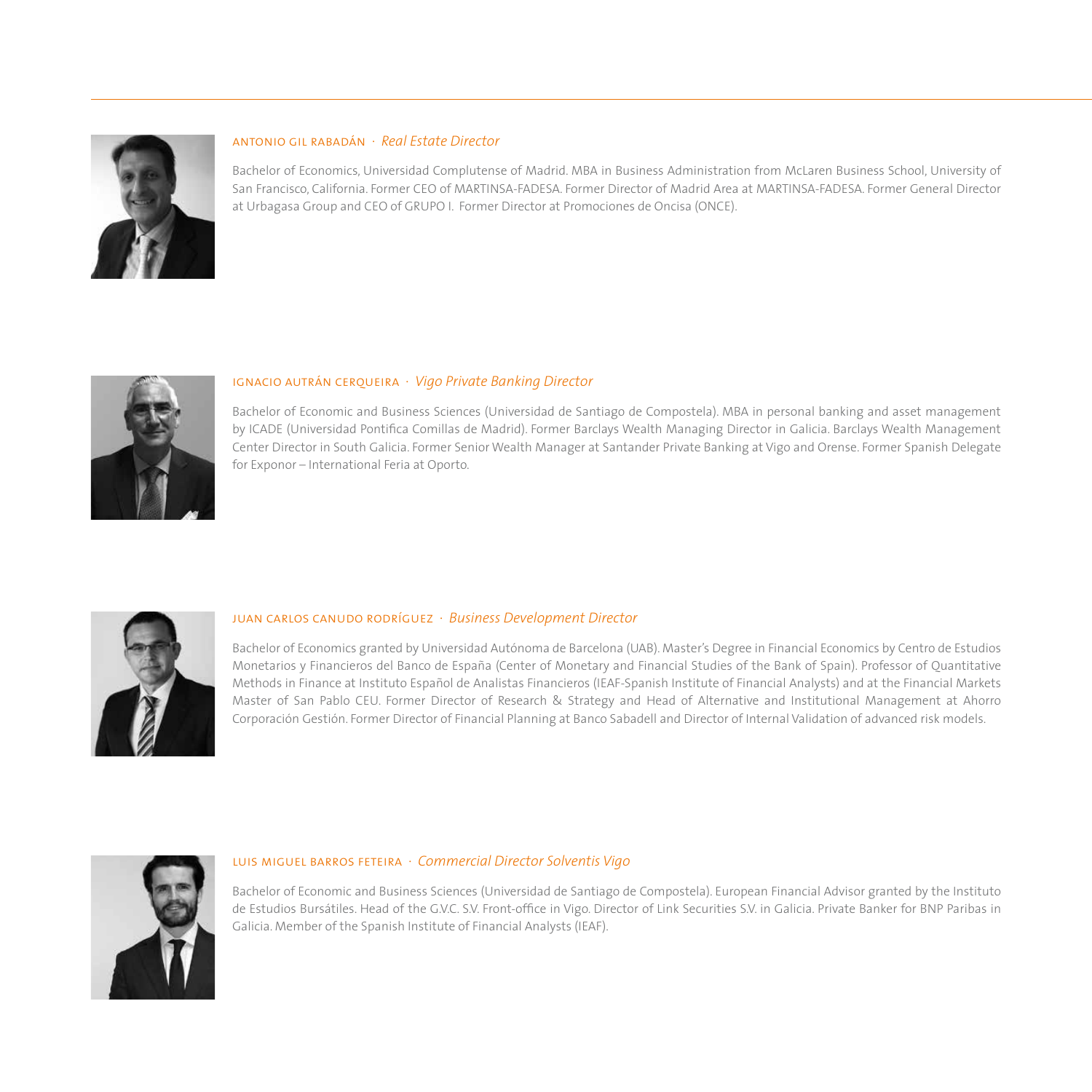### ANTONIO GIL RABADÁN · *Real Estate Director*

Bachelor of Economics, Universidad Complutense of Madrid. MBA in Business Administration from McLaren Business School, University of San Francisco, California. Former CEO of MARTINSA-FADESA. Former Director of Madrid Area at MARTINSA-FADESA. Former General Director at Urbagasa Group and CEO of GRUPO I. Former Director at Promociones de Oncisa (ONCE).

### IGNACIO AUTRÁN CERQUEIRA · *Vigo Private Banking Director*

Bachelor of Economic and Business Sciences (Universidad de Santiago de Compostela). MBA in personal banking and asset management by ICADE (Universidad Pontifica Comillas de Madrid). Former Barclays Wealth Managing Director in Galicia. Barclays Wealth Management Center Director in South Galicia. Former Senior Wealth Manager at Santander Private Banking at Vigo and Orense. Former Spanish Delegate for Exponor – International Feria at Oporto.

### JUAN CARLOS CANUDO RODRÍGUEZ · *Business Development Director*

Bachelor of Economics granted by Universidad Autónoma de Barcelona (UAB). Master's Degree in Financial Economics by Centro de Estudios Monetarios y Financieros del Banco de España (Center of Monetary and Financial Studies of the Bank of Spain). Professor of Quantitative Methods in Finance at Instituto Español de Analistas Financieros (IEAF-Spanish Institute of Financial Analysts) and at the Financial Markets Master of San Pablo CEU. Former Director of Research & Strategy and Head of Alternative and Institutional Management at Ahorro Corporación Gestión. Former Director of Financial Planning at Banco Sabadell and Director of Internal Validation of advanced risk models.

### LUIS MIGUEL BARROS FETEIRA · *Commercial Director Solventis Vigo*

Bachelor of Economic and Business Sciences (Universidad de Santiago de Compostela). European Financial Advisor granted by the Instituto de Estudios Bursátiles. Head of the G.V.C. S.V. Front-office in Vigo. Director of Link Securities S.V. in Galicia. Private Banker for BNP Paribas in Galicia. Member of the Spanish Institute of Financial Analysts (IEAF).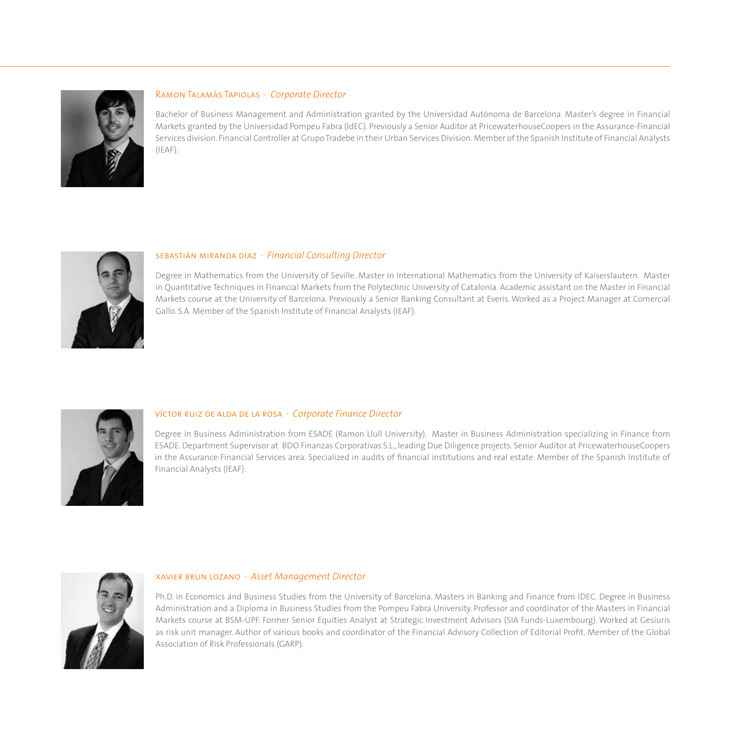### Ramon Talamàs Tapiolas · *Corporate Director*

Bachelor of Business Management and Administration granted by the Universidad Autónoma de Barcelona. Master's degree in Financial Markets granted by the Universidad Pompeu Fabra (IdEC). Previously a Senior Auditor at PricewaterhouseCoopers in the Assurance-Financial Services division. Financial Controller at Grupo Tradebe in their Urban Services Division. Member of the Spanish Institute of Financial Analysts (IEAF).

### Sebastián Miranda Díaz · *Financial Consulting Director*

Degree in Mathematics from the University of Seville. Master in International Mathematics from the University of Kaiserslautern. Master in Quantitative Techniques in Financial Markets from the Polytechnic University of Catalonia. Academic assistant on the Master in Financial Markets course at the University of Barcelona. Previously a Senior Banking Consultant at Everis. Worked as a Project Manager at Comercial Gallo. S.A. Member of the Spanish Institute of Financial Analysts (IEAF).

### Víctor Ruiz de Alda de la Rosa · *Corporate Finance Director*

Degree in Business Administration from ESADE (Ramon Llull University). Master in Business Administration specializing in Finance from ESADE. Department Supervisor at BDO Finanzas Corporativas S.L., leading Due Diligence projects. Senior Auditor at PricewaterhouseCoopers in the Assurance-Financial Services area. Specialized in audits of financial institutions and real estate. Member of the Spanish Institute of Financial Analysts (IEAF).

### Xavier Brun Lozano · *Asset Management Director*

Ph.D. in Economics and Business Studies from the University of Barcelona. Masters in Banking and Finance from IDEC. Degree in Business Administration and a Diploma in Business Studies from the Pompeu Fabra University. Professor and coordinator of the Masters in Financial Markets course at BSM-UPF. Former Senior Equities Analyst at Strategic Investment Advisors (SIA Funds-Luxembourg). Worked at Gesiuris as risk unit manager. Author of various books and coordinator of the Financial Advisory Collection of Editorial Profit. Member of the Global Association of Risk Professionals (GARP).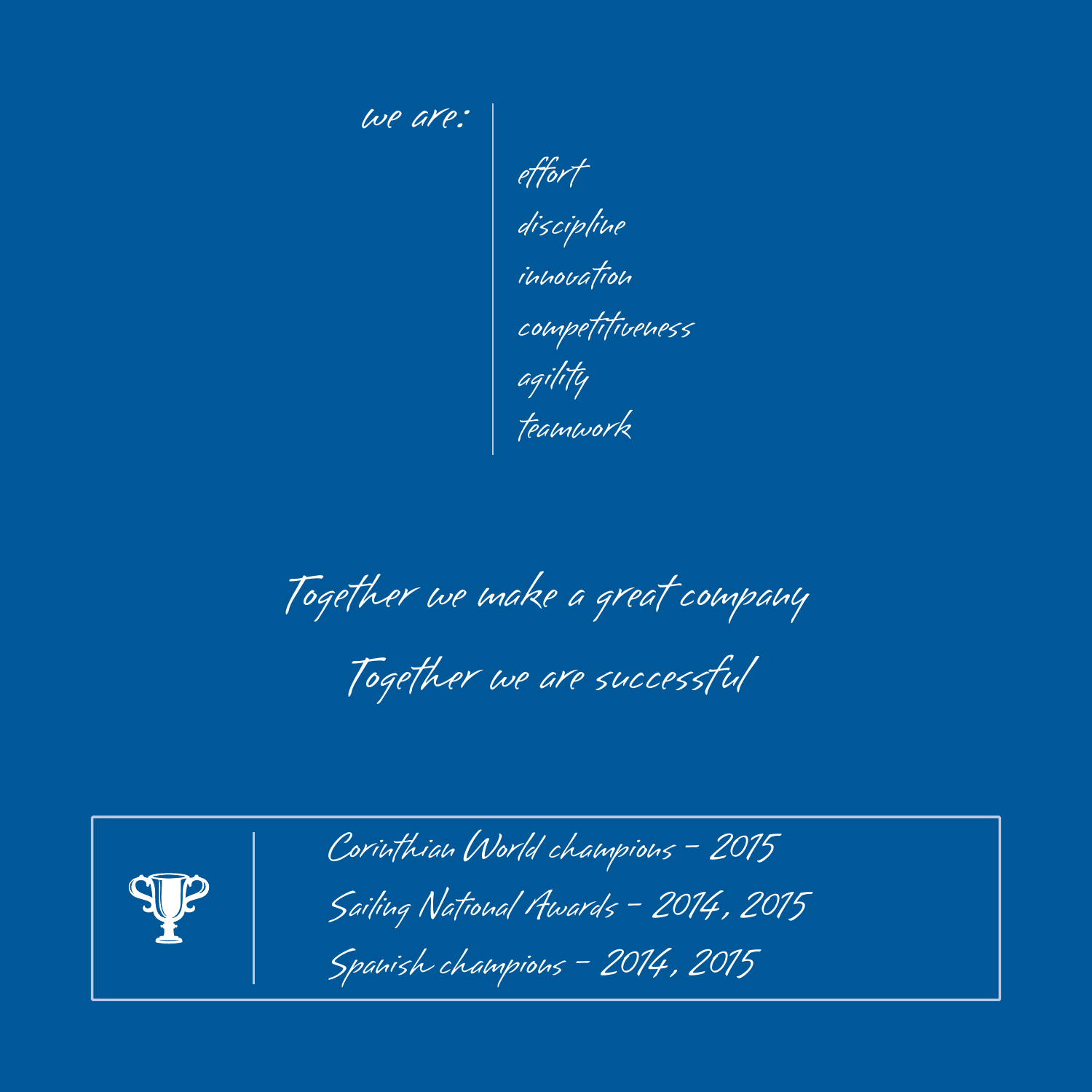we are:

- effort
- discipline
- innovation
- competitiveness
- agility
- teamwork

Together we make a great company

Together we are successful

Corinthian World champions - 2015

Sailing National Awards - 2014, 2015

Spanish champions - 2014, 2015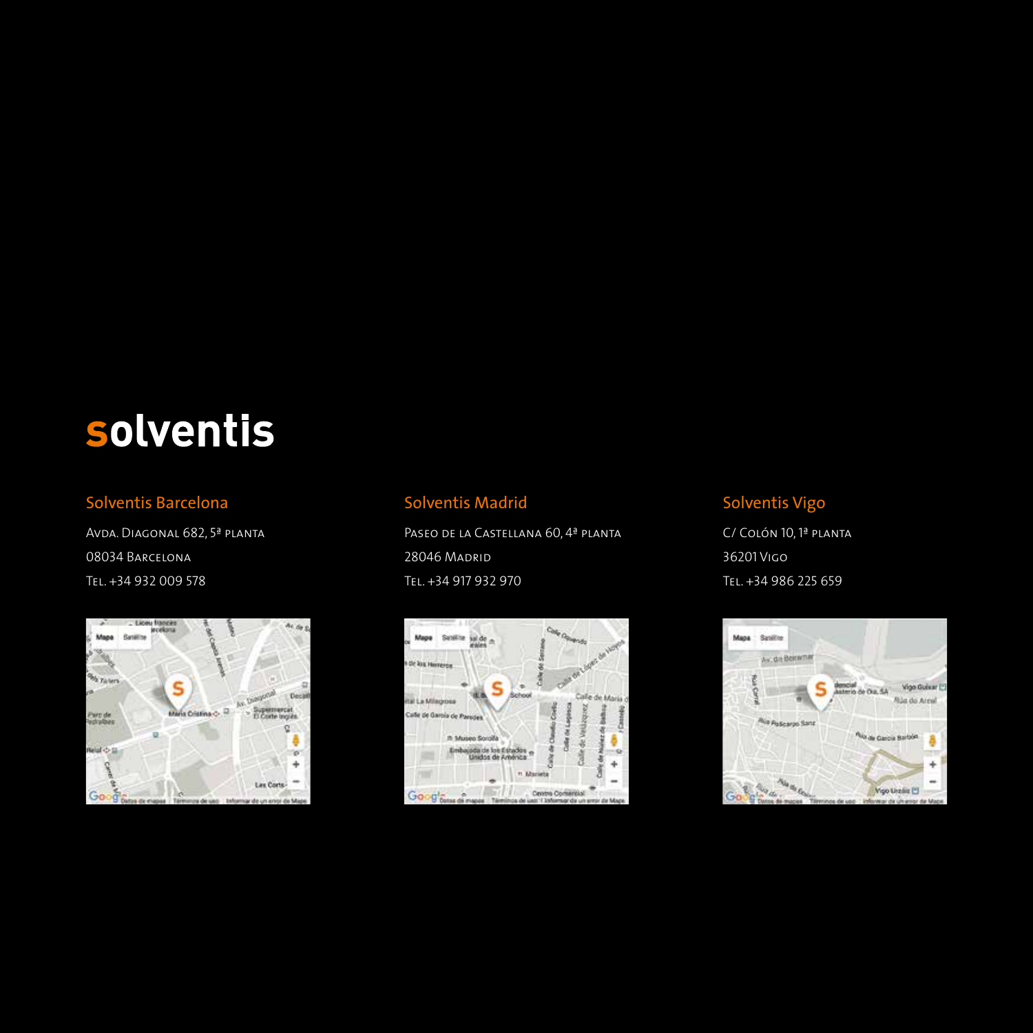# solventis

## Solventis Barcelona

Avda. Diagonal 682, 5ª planta

08034 Barcelona

Tel. +34 932 009 578

## Solventis Madrid

Paseo de la Castellana 60, 4ª planta

28046 Madrid

Tel. +34 917 932 970

## Solventis Vigo

C/ Colón 10, 1ª planta

36201 Vigo

Tel. +34 986 225 659